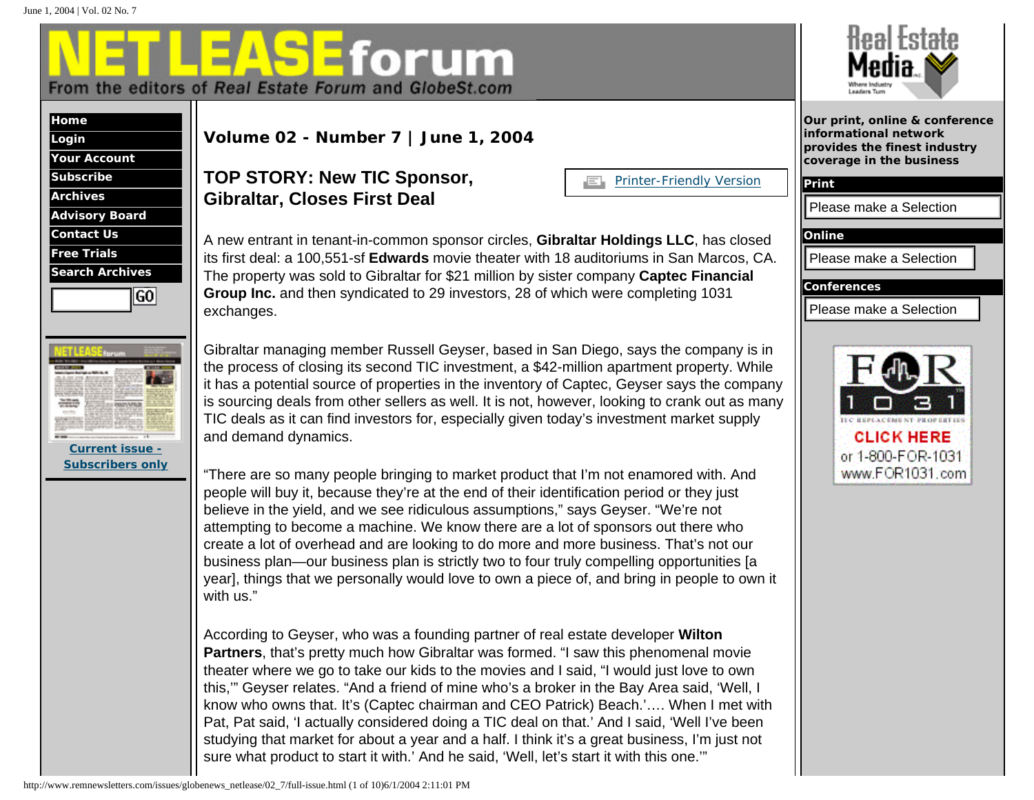# NETLEASE forum

From the editors of *Real Estate Forum* and *GlobeSt.com*

- Home
- Login
- Your Account
- Subscribe
- Archives
- Advisory Board
- Contact Us
- Free Trials
- Search Archives

Current issue - Subscribers only

Our print, online & conference informational network provides the finest industry coverage in the business

**Print**

**Online**

**Conferences**

## Volume 02 - Number 7 | June 1, 2004

## TOP STORY: New TIC Sponsor, Gibraltar, Closes First Deal

Printer-Friendly Version

A new entrant in tenant-in-common sponsor circles, **Gibraltar Holdings LLC**, has closed its first deal: a 100,551-sf **Edwards** movie theater with 18 auditoriums in San Marcos, CA. The property was sold to Gibraltar for $21 million by sister company **Captec Financial Group Inc.** and then syndicated to 29 investors, 28 of which were completing 1031 exchanges.

Gibraltar managing member Russell Geyser, based in San Diego, says the company is in the process of closing its second TIC investment, a $42-million apartment property. While it has a potential source of properties in the inventory of Captec, Geyser says the company is sourcing deals from other sellers as well. It is not, however, looking to crank out as many TIC deals as it can find investors for, especially given today's investment market supply and demand dynamics.

"There are so many people bringing to market product that I'm not enamored with. And people will buy it, because they're at the end of their identification period or they just believe in the yield, and we see ridiculous assumptions," says Geyser. "We're not attempting to become a machine. We know there are a lot of sponsors out there who create a lot of overhead and are looking to do more and more business. That's not our business plan—our business plan is strictly two to four truly compelling opportunities [a year], things that we personally would love to own a piece of, and bring in people to own it with us."

According to Geyser, who was a founding partner of real estate developer **Wilton Partners**, that's pretty much how Gibraltar was formed. "I saw this phenomenal movie theater where we go to take our kids to the movies and I said, "I would just love to own this,'" Geyser relates. "And a friend of mine who's a broker in the Bay Area said, 'Well, I know who owns that. It's (Captec chairman and CEO Patrick) Beach.'.... When I met with Pat, Pat said, 'I actually considered doing a TIC deal on that.' And I said, 'Well I've been studying that market for about a year and a half. I think it's a great business, I'm just not sure what product to start it with.' And he said, 'Well, let's start it with this one.'"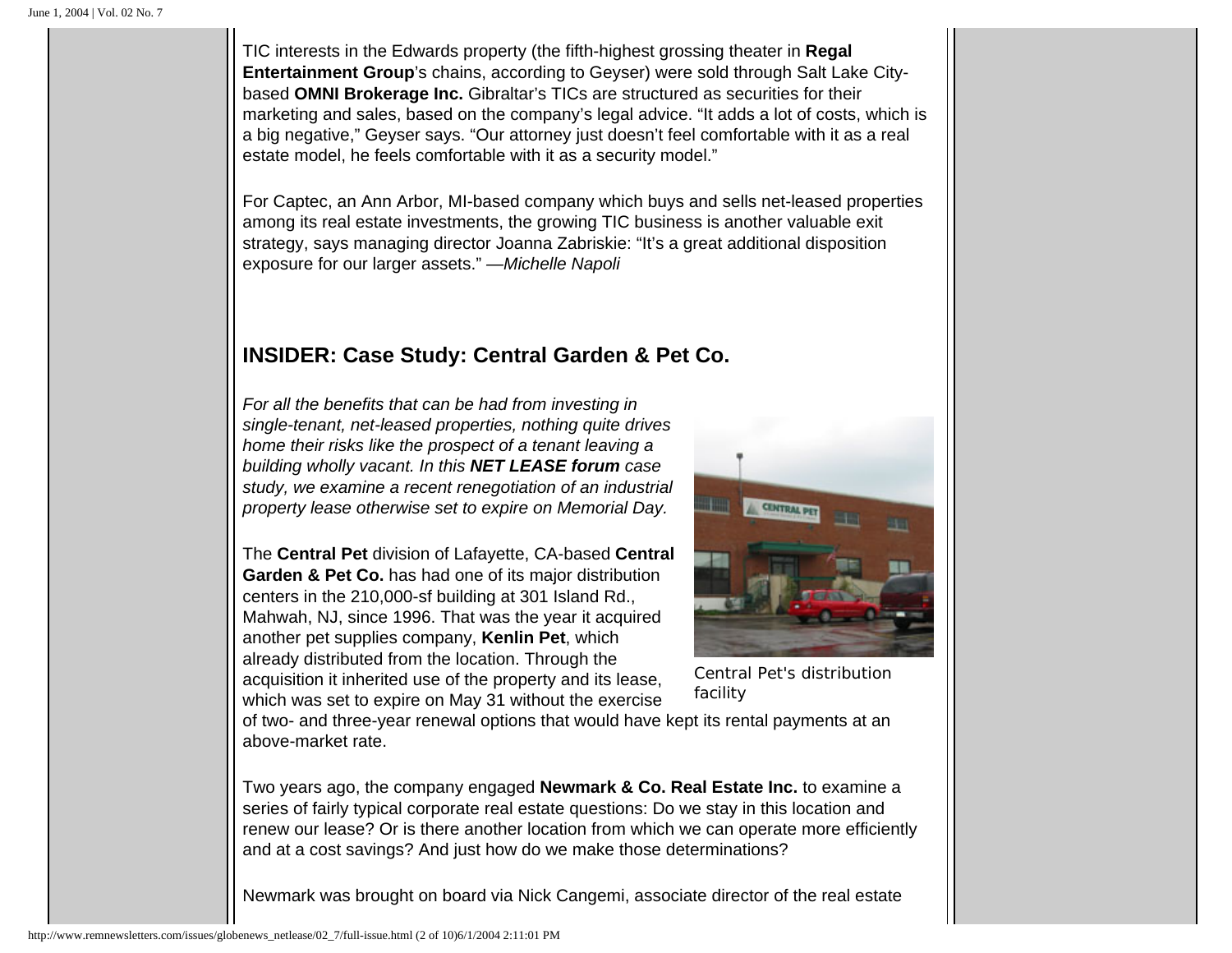TIC interests in the Edwards property (the fifth-highest grossing theater in **Regal Entertainment Group**'s chains, according to Geyser) were sold through Salt Lake City-based **OMNI Brokerage Inc.** Gibraltar's TICs are structured as securities for their marketing and sales, based on the company's legal advice. "It adds a lot of costs, which is a big negative," Geyser says. "Our attorney just doesn't feel comfortable with it as a real estate model, he feels comfortable with it as a security model."

For Captec, an Ann Arbor, MI-based company which buys and sells net-leased properties among its real estate investments, the growing TIC business is another valuable exit strategy, says managing director Joanna Zabriskie: "It's a great additional disposition exposure for our larger assets." —*Michelle Napoli*

## INSIDER: Case Study: Central Garden & Pet Co.

*For all the benefits that can be had from investing in single-tenant, net-leased properties, nothing quite drives home their risks like the prospect of a tenant leaving a building wholly vacant. In this **NET LEASE forum** case study, we examine a recent renegotiation of an industrial property lease otherwise set to expire on Memorial Day.*

Central Pet's distribution facility

The **Central Pet** division of Lafayette, CA-based **Central Garden & Pet Co.** has had one of its major distribution centers in the 210,000-sf building at 301 Island Rd., Mahwah, NJ, since 1996. That was the year it acquired another pet supplies company, **Kenlin Pet**, which already distributed from the location. Through the acquisition it inherited use of the property and its lease, which was set to expire on May 31 without the exercise of two- and three-year renewal options that would have kept its rental payments at an above-market rate.

Two years ago, the company engaged **Newmark & Co. Real Estate Inc.** to examine a series of fairly typical corporate real estate questions: Do we stay in this location and renew our lease? Or is there another location from which we can operate more efficiently and at a cost savings? And just how do we make those determinations?

Newmark was brought on board via Nick Cangemi, associate director of the real estate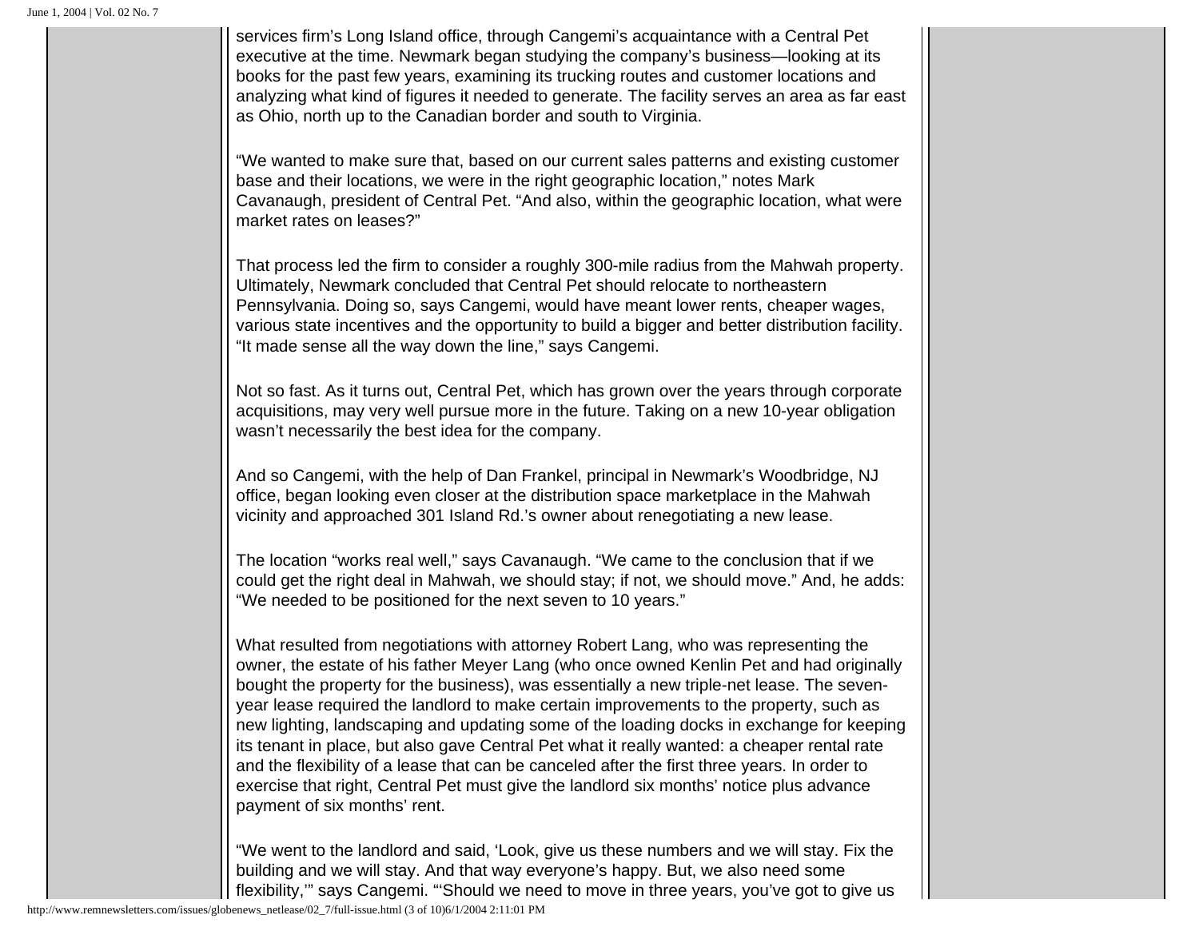services firm's Long Island office, through Cangemi's acquaintance with a Central Pet executive at the time. Newmark began studying the company's business—looking at its books for the past few years, examining its trucking routes and customer locations and analyzing what kind of figures it needed to generate. The facility serves an area as far east as Ohio, north up to the Canadian border and south to Virginia.

"We wanted to make sure that, based on our current sales patterns and existing customer base and their locations, we were in the right geographic location," notes Mark Cavanaugh, president of Central Pet. "And also, within the geographic location, what were market rates on leases?"

That process led the firm to consider a roughly 300-mile radius from the Mahwah property. Ultimately, Newmark concluded that Central Pet should relocate to northeastern Pennsylvania. Doing so, says Cangemi, would have meant lower rents, cheaper wages, various state incentives and the opportunity to build a bigger and better distribution facility. "It made sense all the way down the line," says Cangemi.

Not so fast. As it turns out, Central Pet, which has grown over the years through corporate acquisitions, may very well pursue more in the future. Taking on a new 10-year obligation wasn't necessarily the best idea for the company.

And so Cangemi, with the help of Dan Frankel, principal in Newmark's Woodbridge, NJ office, began looking even closer at the distribution space marketplace in the Mahwah vicinity and approached 301 Island Rd.'s owner about renegotiating a new lease.

The location "works real well," says Cavanaugh. "We came to the conclusion that if we could get the right deal in Mahwah, we should stay; if not, we should move." And, he adds: "We needed to be positioned for the next seven to 10 years."

What resulted from negotiations with attorney Robert Lang, who was representing the owner, the estate of his father Meyer Lang (who once owned Kenlin Pet and had originally bought the property for the business), was essentially a new triple-net lease. The seven-year lease required the landlord to make certain improvements to the property, such as new lighting, landscaping and updating some of the loading docks in exchange for keeping its tenant in place, but also gave Central Pet what it really wanted: a cheaper rental rate and the flexibility of a lease that can be canceled after the first three years. In order to exercise that right, Central Pet must give the landlord six months' notice plus advance payment of six months' rent.

"We went to the landlord and said, 'Look, give us these numbers and we will stay. Fix the building and we will stay. And that way everyone's happy. But, we also need some flexibility,'" says Cangemi. "'Should we need to move in three years, you've got to give us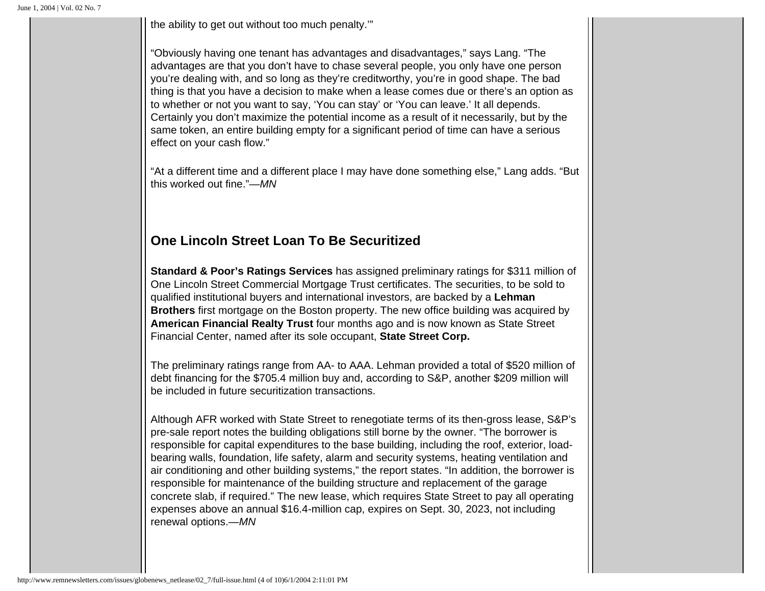the ability to get out without too much penalty.'"

"Obviously having one tenant has advantages and disadvantages," says Lang. "The advantages are that you don't have to chase several people, you only have one person you're dealing with, and so long as they're creditworthy, you're in good shape. The bad thing is that you have a decision to make when a lease comes due or there's an option as to whether or not you want to say, 'You can stay' or 'You can leave.' It all depends. Certainly you don't maximize the potential income as a result of it necessarily, but by the same token, an entire building empty for a significant period of time can have a serious effect on your cash flow."

"At a different time and a different place I may have done something else," Lang adds. "But this worked out fine."—*MN*

## One Lincoln Street Loan To Be Securitized

**Standard & Poor's Ratings Services** has assigned preliminary ratings for $311 million of One Lincoln Street Commercial Mortgage Trust certificates. The securities, to be sold to qualified institutional buyers and international investors, are backed by a **Lehman Brothers** first mortgage on the Boston property. The new office building was acquired by **American Financial Realty Trust** four months ago and is now known as State Street Financial Center, named after its sole occupant, **State Street Corp.**

The preliminary ratings range from AA- to AAA. Lehman provided a total of $520 million of debt financing for the $705.4 million buy and, according to S&P, another $209 million will be included in future securitization transactions.

Although AFR worked with State Street to renegotiate terms of its then-gross lease, S&P's pre-sale report notes the building obligations still borne by the owner. "The borrower is responsible for capital expenditures to the base building, including the roof, exterior, load-bearing walls, foundation, life safety, alarm and security systems, heating ventilation and air conditioning and other building systems," the report states. "In addition, the borrower is responsible for maintenance of the building structure and replacement of the garage concrete slab, if required." The new lease, which requires State Street to pay all operating expenses above an annual $16.4-million cap, expires on Sept. 30, 2023, not including renewal options.—*MN*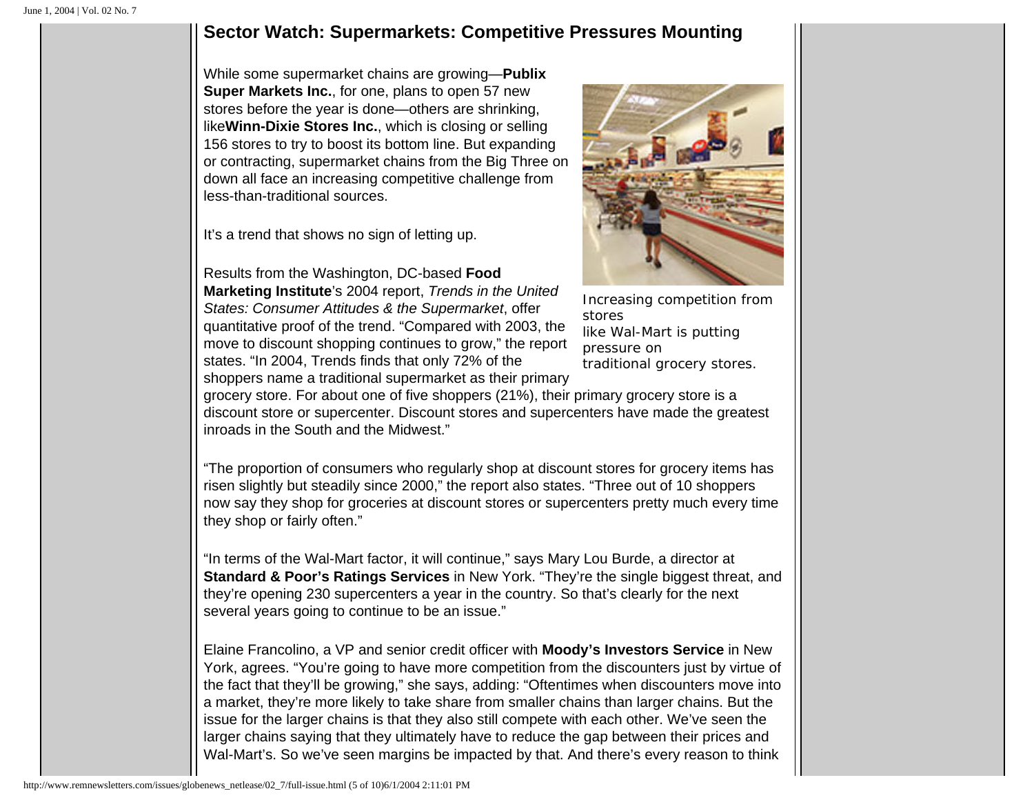## Sector Watch: Supermarkets: Competitive Pressures Mounting

While some supermarket chains are growing—**Publix Super Markets Inc.**, for one, plans to open 57 new stores before the year is done—others are shrinking, like**Winn-Dixie Stores Inc.**, which is closing or selling 156 stores to try to boost its bottom line. But expanding or contracting, supermarket chains from the Big Three on down all face an increasing competitive challenge from less-than-traditional sources.

It's a trend that shows no sign of letting up.

Increasing competition from stores like Wal-Mart is putting pressure on traditional grocery stores.

Results from the Washington, DC-based **Food Marketing Institute**'s 2004 report, *Trends in the United States: Consumer Attitudes & the Supermarket*, offer quantitative proof of the trend. "Compared with 2003, the move to discount shopping continues to grow," the report states. "In 2004, Trends finds that only 72% of the shoppers name a traditional supermarket as their primary grocery store. For about one of five shoppers (21%), their primary grocery store is a discount store or supercenter. Discount stores and supercenters have made the greatest inroads in the South and the Midwest."

"The proportion of consumers who regularly shop at discount stores for grocery items has risen slightly but steadily since 2000," the report also states. "Three out of 10 shoppers now say they shop for groceries at discount stores or supercenters pretty much every time they shop or fairly often."

"In terms of the Wal-Mart factor, it will continue," says Mary Lou Burde, a director at **Standard & Poor's Ratings Services** in New York. "They're the single biggest threat, and they're opening 230 supercenters a year in the country. So that's clearly for the next several years going to continue to be an issue."

Elaine Francolino, a VP and senior credit officer with **Moody's Investors Service** in New York, agrees. "You're going to have more competition from the discounters just by virtue of the fact that they'll be growing," she says, adding: "Oftentimes when discounters move into a market, they're more likely to take share from smaller chains than larger chains. But the issue for the larger chains is that they also still compete with each other. We've seen the larger chains saying that they ultimately have to reduce the gap between their prices and Wal-Mart's. So we've seen margins be impacted by that. And there's every reason to think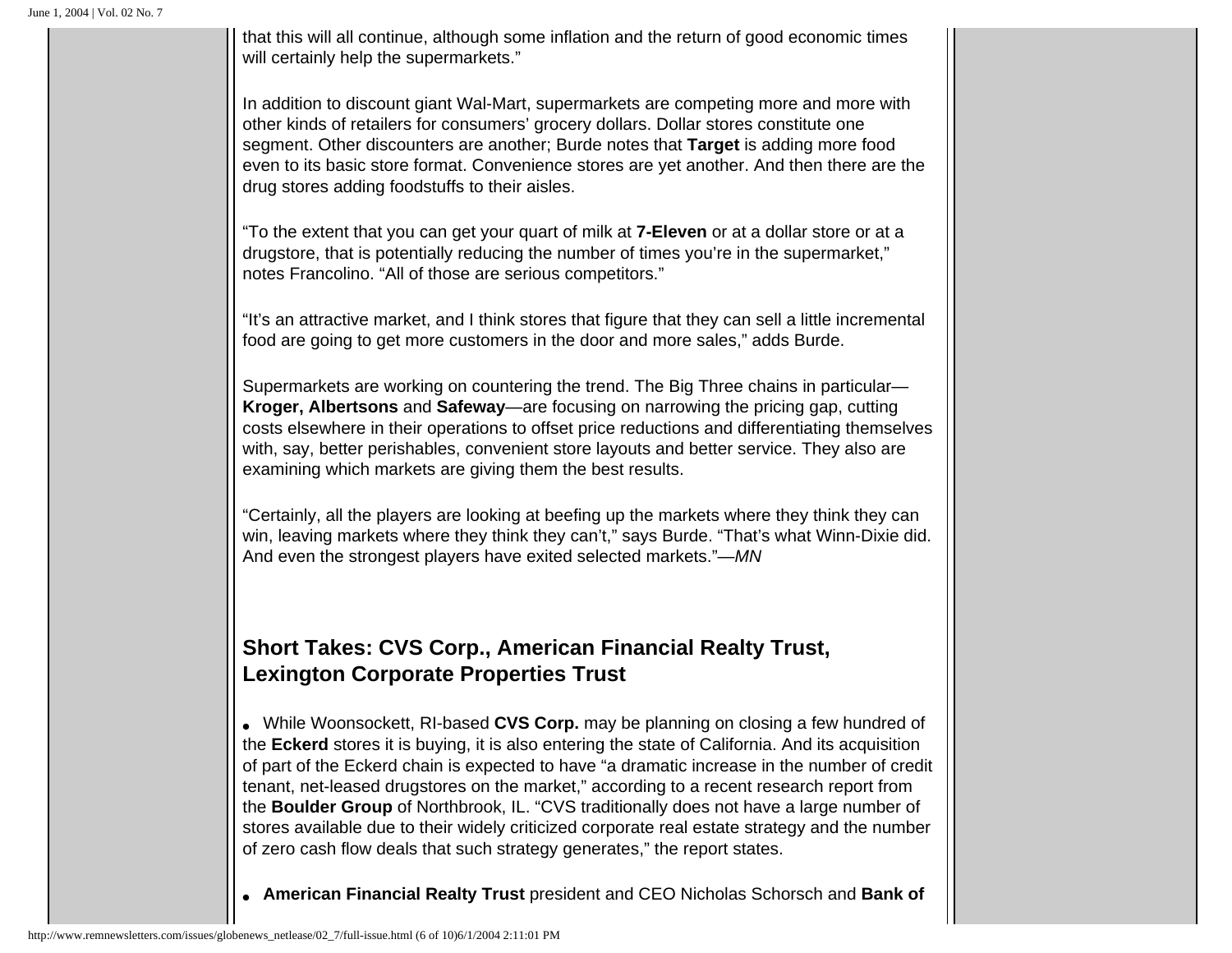that this will all continue, although some inflation and the return of good economic times will certainly help the supermarkets."

In addition to discount giant Wal-Mart, supermarkets are competing more and more with other kinds of retailers for consumers' grocery dollars. Dollar stores constitute one segment. Other discounters are another; Burde notes that **Target** is adding more food even to its basic store format. Convenience stores are yet another. And then there are the drug stores adding foodstuffs to their aisles.

"To the extent that you can get your quart of milk at **7-Eleven** or at a dollar store or at a drugstore, that is potentially reducing the number of times you're in the supermarket," notes Francolino. "All of those are serious competitors."

"It's an attractive market, and I think stores that figure that they can sell a little incremental food are going to get more customers in the door and more sales," adds Burde.

Supermarkets are working on countering the trend. The Big Three chains in particular—**Kroger, Albertsons** and **Safeway**—are focusing on narrowing the pricing gap, cutting costs elsewhere in their operations to offset price reductions and differentiating themselves with, say, better perishables, convenient store layouts and better service. They also are examining which markets are giving them the best results.

"Certainly, all the players are looking at beefing up the markets where they think they can win, leaving markets where they think they can't," says Burde. "That's what Winn-Dixie did. And even the strongest players have exited selected markets."—*MN*

## Short Takes: CVS Corp., American Financial Realty Trust, Lexington Corporate Properties Trust

- While Woonsockett, RI-based **CVS Corp.** may be planning on closing a few hundred of the **Eckerd** stores it is buying, it is also entering the state of California. And its acquisition of part of the Eckerd chain is expected to have "a dramatic increase in the number of credit tenant, net-leased drugstores on the market," according to a recent research report from the **Boulder Group** of Northbrook, IL. "CVS traditionally does not have a large number of stores available due to their widely criticized corporate real estate strategy and the number of zero cash flow deals that such strategy generates," the report states.

- **American Financial Realty Trust** president and CEO Nicholas Schorsch and **Bank of**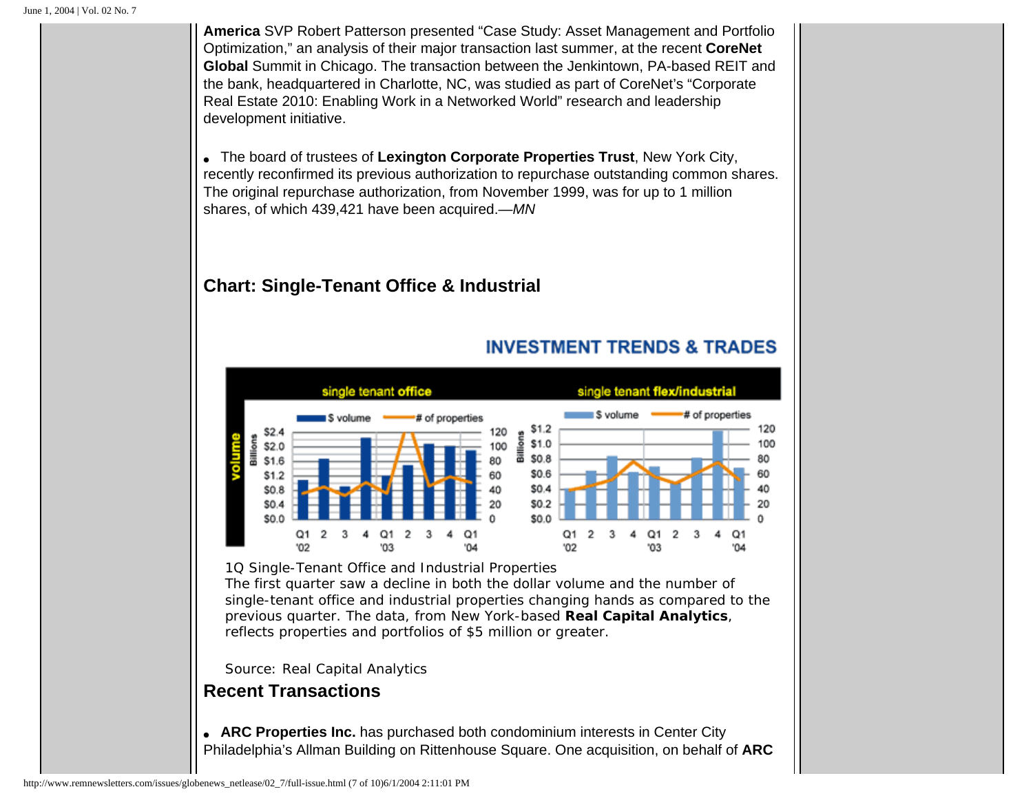**America** SVP Robert Patterson presented "Case Study: Asset Management and Portfolio Optimization," an analysis of their major transaction last summer, at the recent **CoreNet Global** Summit in Chicago. The transaction between the Jenkintown, PA-based REIT and the bank, headquartered in Charlotte, NC, was studied as part of CoreNet's "Corporate Real Estate 2010: Enabling Work in a Networked World" research and leadership development initiative.

- The board of trustees of **Lexington Corporate Properties Trust**, New York City, recently reconfirmed its previous authorization to repurchase outstanding common shares. The original repurchase authorization, from November 1999, was for up to 1 million shares, of which 439,421 have been acquired.—*MN*

## Chart: Single-Tenant Office & Industrial

INVESTMENT TRENDS & TRADES

1Q Single-Tenant Office and Industrial Properties
The first quarter saw a decline in both the dollar volume and the number of single-tenant office and industrial properties changing hands as compared to the previous quarter. The data, from New York-based **Real Capital Analytics**, reflects properties and portfolios of $5 million or greater.

Source: Real Capital Analytics

## Recent Transactions

- **ARC Properties Inc.** has purchased both condominium interests in Center City Philadelphia's Allman Building on Rittenhouse Square. One acquisition, on behalf of **ARC**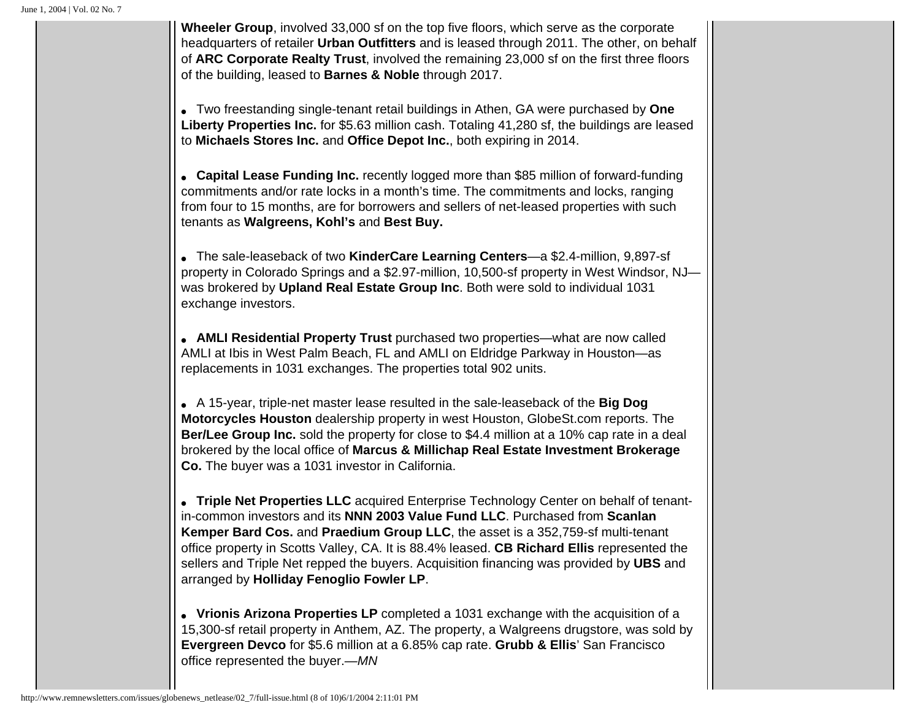**Wheeler Group**, involved 33,000 sf on the top five floors, which serve as the corporate headquarters of retailer **Urban Outfitters** and is leased through 2011. The other, on behalf of **ARC Corporate Realty Trust**, involved the remaining 23,000 sf on the first three floors of the building, leased to **Barnes & Noble** through 2017.

- Two freestanding single-tenant retail buildings in Athen, GA were purchased by **One Liberty Properties Inc.** for $5.63 million cash. Totaling 41,280 sf, the buildings are leased to **Michaels Stores Inc.** and **Office Depot Inc.**, both expiring in 2014.

- **Capital Lease Funding Inc.** recently logged more than $85 million of forward-funding commitments and/or rate locks in a month's time. The commitments and locks, ranging from four to 15 months, are for borrowers and sellers of net-leased properties with such tenants as **Walgreens, Kohl's** and **Best Buy.**

- The sale-leaseback of two **KinderCare Learning Centers**—a $2.4-million, 9,897-sf property in Colorado Springs and a $2.97-million, 10,500-sf property in West Windsor, NJ—was brokered by **Upland Real Estate Group Inc**. Both were sold to individual 1031 exchange investors.

- **AMLI Residential Property Trust** purchased two properties—what are now called AMLI at Ibis in West Palm Beach, FL and AMLI on Eldridge Parkway in Houston—as replacements in 1031 exchanges. The properties total 902 units.

- A 15-year, triple-net master lease resulted in the sale-leaseback of the **Big Dog Motorcycles Houston** dealership property in west Houston, GlobeSt.com reports. The **Ber/Lee Group Inc.** sold the property for close to $4.4 million at a 10% cap rate in a deal brokered by the local office of **Marcus & Millichap Real Estate Investment Brokerage Co.** The buyer was a 1031 investor in California.

- **Triple Net Properties LLC** acquired Enterprise Technology Center on behalf of tenant-in-common investors and its **NNN 2003 Value Fund LLC**. Purchased from **Scanlan Kemper Bard Cos.** and **Praedium Group LLC**, the asset is a 352,759-sf multi-tenant office property in Scotts Valley, CA. It is 88.4% leased. **CB Richard Ellis** represented the sellers and Triple Net repped the buyers. Acquisition financing was provided by **UBS** and arranged by **Holliday Fenoglio Fowler LP**.

- **Vrionis Arizona Properties LP** completed a 1031 exchange with the acquisition of a 15,300-sf retail property in Anthem, AZ. The property, a Walgreens drugstore, was sold by **Evergreen Devco** for $5.6 million at a 6.85% cap rate. **Grubb & Ellis**' San Francisco office represented the buyer.—*MN*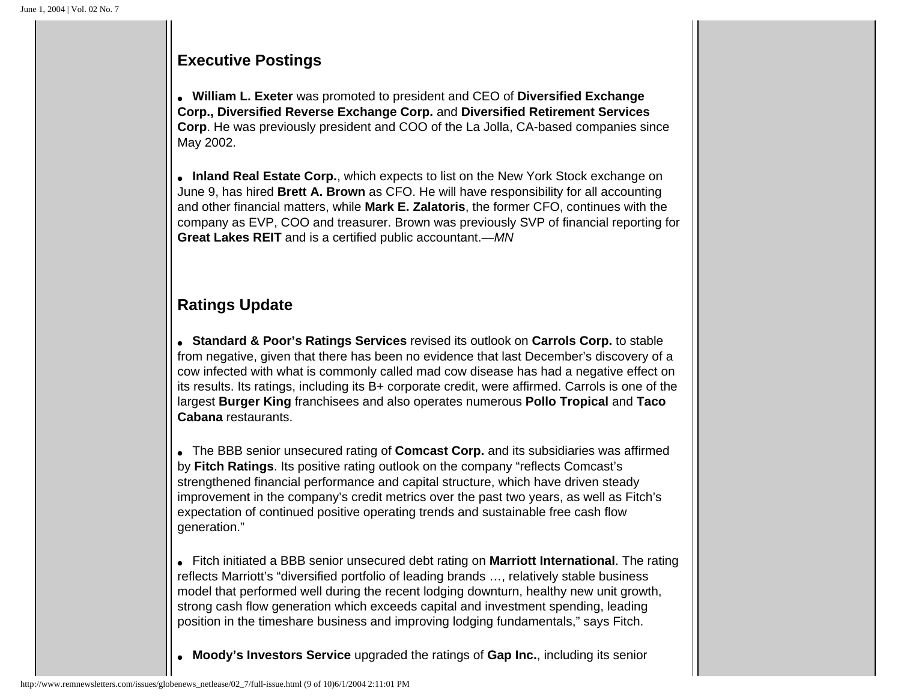## Executive Postings

- **William L. Exeter** was promoted to president and CEO of **Diversified Exchange Corp., Diversified Reverse Exchange Corp.** and **Diversified Retirement Services Corp**. He was previously president and COO of the La Jolla, CA-based companies since May 2002.

- **Inland Real Estate Corp.**, which expects to list on the New York Stock exchange on June 9, has hired **Brett A. Brown** as CFO. He will have responsibility for all accounting and other financial matters, while **Mark E. Zalatoris**, the former CFO, continues with the company as EVP, COO and treasurer. Brown was previously SVP of financial reporting for **Great Lakes REIT** and is a certified public accountant.—*MN*

## Ratings Update

- **Standard & Poor's Ratings Services** revised its outlook on **Carrols Corp.** to stable from negative, given that there has been no evidence that last December's discovery of a cow infected with what is commonly called mad cow disease has had a negative effect on its results. Its ratings, including its B+ corporate credit, were affirmed. Carrols is one of the largest **Burger King** franchisees and also operates numerous **Pollo Tropical** and **Taco Cabana** restaurants.

- The BBB senior unsecured rating of **Comcast Corp.** and its subsidiaries was affirmed by **Fitch Ratings**. Its positive rating outlook on the company "reflects Comcast's strengthened financial performance and capital structure, which have driven steady improvement in the company's credit metrics over the past two years, as well as Fitch's expectation of continued positive operating trends and sustainable free cash flow generation."

- Fitch initiated a BBB senior unsecured debt rating on **Marriott International**. The rating reflects Marriott's "diversified portfolio of leading brands …, relatively stable business model that performed well during the recent lodging downturn, healthy new unit growth, strong cash flow generation which exceeds capital and investment spending, leading position in the timeshare business and improving lodging fundamentals," says Fitch.

- **Moody's Investors Service** upgraded the ratings of **Gap Inc.**, including its senior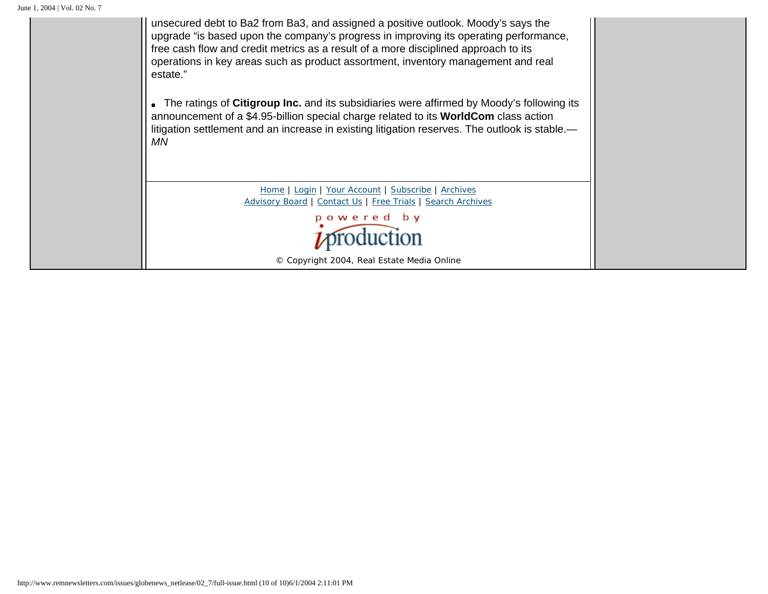unsecured debt to Ba2 from Ba3, and assigned a positive outlook. Moody's says the upgrade "is based upon the company's progress in improving its operating performance, free cash flow and credit metrics as a result of a more disciplined approach to its operations in key areas such as product assortment, inventory management and real estate."

- The ratings of **Citigroup Inc.** and its subsidiaries were affirmed by Moody's following its announcement of a $4.95-billion special charge related to its **WorldCom** class action litigation settlement and an increase in existing litigation reserves. The outlook is stable.—*MN*

Home | Login | Your Account | Subscribe | Archives
Advisory Board | Contact Us | Free Trials | Search Archives

powered by iproduction

© Copyright 2004, Real Estate Media Online